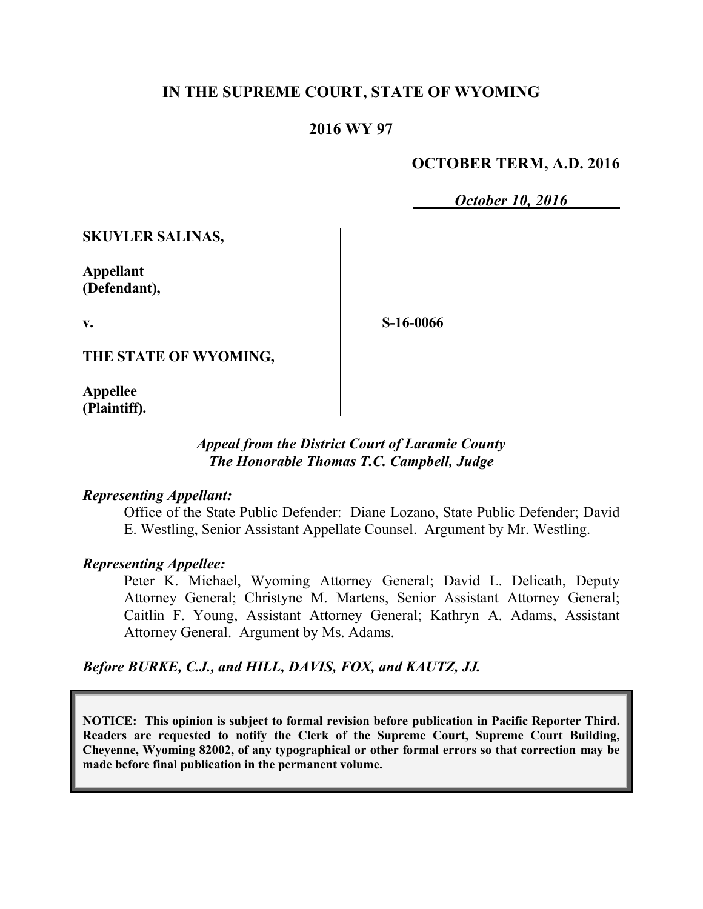**IN THE SUPREME COURT, STATE OF WYOMING**

**2016 WY 97**

**OCTOBER TERM, A.D. 2016**

*October 10, 2016*

**SKUYLER SALINAS,**

**Appellant (Defendant),**

**v.**

**S-16-0066**

**THE STATE OF WYOMING,**

**Appellee (Plaintiff).**

*Appeal from the District Court of Laramie County*
*The Honorable Thomas T.C. Campbell, Judge*

*Representing Appellant:*

Office of the State Public Defender: Diane Lozano, State Public Defender; David E. Westling, Senior Assistant Appellate Counsel. Argument by Mr. Westling.

*Representing Appellee:*

Peter K. Michael, Wyoming Attorney General; David L. Delicath, Deputy Attorney General; Christyne M. Martens, Senior Assistant Attorney General; Caitlin F. Young, Assistant Attorney General; Kathryn A. Adams, Assistant Attorney General. Argument by Ms. Adams.

*Before BURKE, C.J., and HILL, DAVIS, FOX, and KAUTZ, JJ.*

**NOTICE: This opinion is subject to formal revision before publication in Pacific Reporter Third. Readers are requested to notify the Clerk of the Supreme Court, Supreme Court Building, Cheyenne, Wyoming 82002, of any typographical or other formal errors so that correction may be made before final publication in the permanent volume.**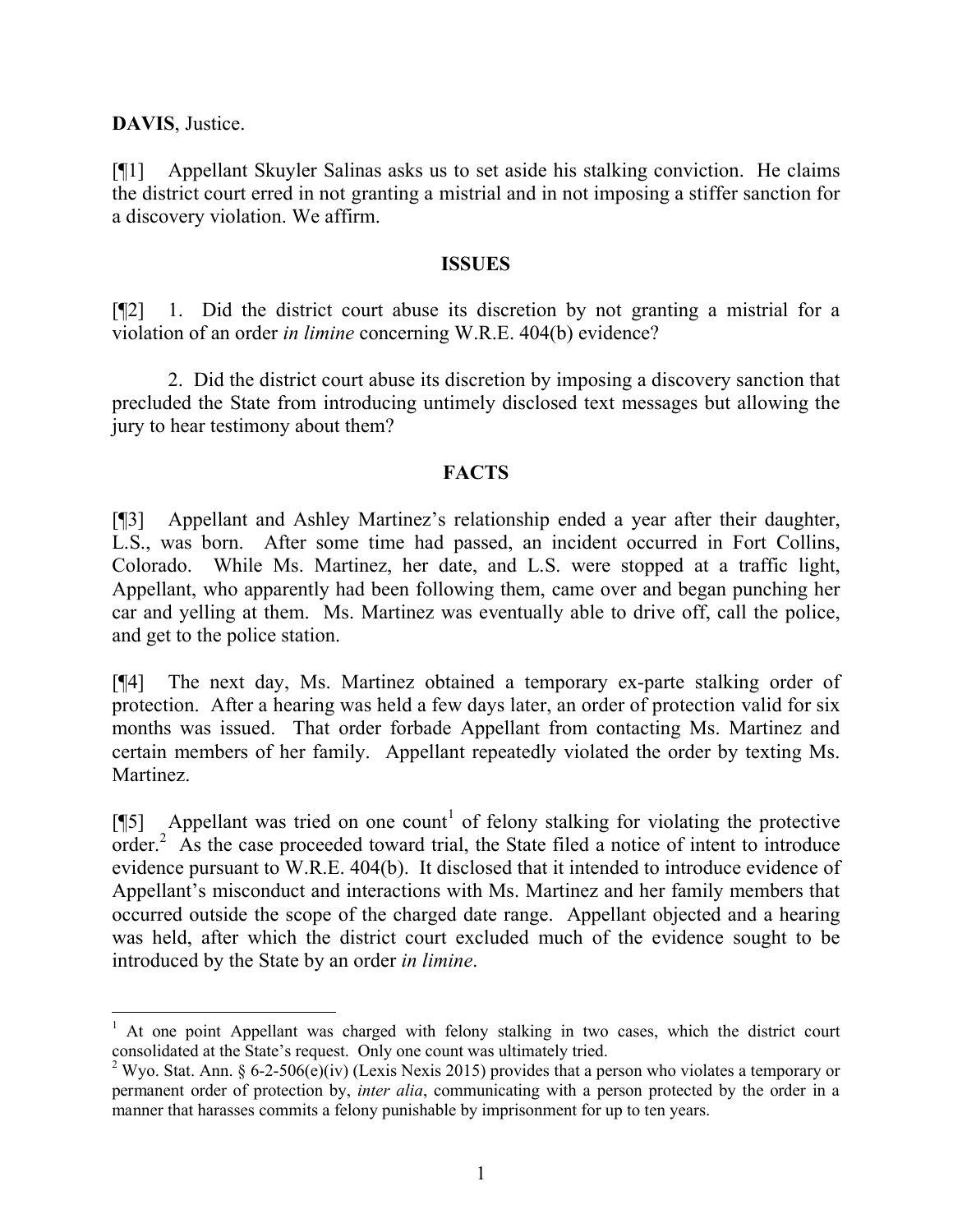**DAVIS**, Justice.

[¶1] Appellant Skuyler Salinas asks us to set aside his stalking conviction. He claims the district court erred in not granting a mistrial and in not imposing a stiffer sanction for a discovery violation. We affirm.

## ISSUES

[¶2] 1. Did the district court abuse its discretion by not granting a mistrial for a violation of an order *in limine* concerning W.R.E. 404(b) evidence?

2. Did the district court abuse its discretion by imposing a discovery sanction that precluded the State from introducing untimely disclosed text messages but allowing the jury to hear testimony about them?

## FACTS

[¶3] Appellant and Ashley Martinez's relationship ended a year after their daughter, L.S., was born. After some time had passed, an incident occurred in Fort Collins, Colorado. While Ms. Martinez, her date, and L.S. were stopped at a traffic light, Appellant, who apparently had been following them, came over and began punching her car and yelling at them. Ms. Martinez was eventually able to drive off, call the police, and get to the police station.

[¶4] The next day, Ms. Martinez obtained a temporary ex-parte stalking order of protection. After a hearing was held a few days later, an order of protection valid for six months was issued. That order forbade Appellant from contacting Ms. Martinez and certain members of her family. Appellant repeatedly violated the order by texting Ms. Martinez.

[¶5] Appellant was tried on one count[1] of felony stalking for violating the protective order.[2] As the case proceeded toward trial, the State filed a notice of intent to introduce evidence pursuant to W.R.E. 404(b). It disclosed that it intended to introduce evidence of Appellant's misconduct and interactions with Ms. Martinez and her family members that occurred outside the scope of the charged date range. Appellant objected and a hearing was held, after which the district court excluded much of the evidence sought to be introduced by the State by an order *in limine*.

---

[1] At one point Appellant was charged with felony stalking in two cases, which the district court consolidated at the State's request. Only one count was ultimately tried.

[2] Wyo. Stat. Ann. § 6-2-506(e)(iv) (Lexis Nexis 2015) provides that a person who violates a temporary or permanent order of protection by, *inter alia*, communicating with a person protected by the order in a manner that harasses commits a felony punishable by imprisonment for up to ten years.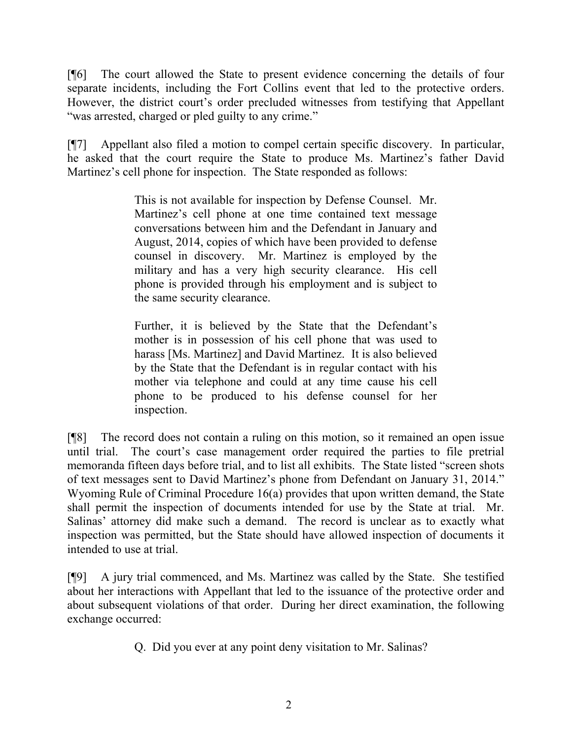[¶6] The court allowed the State to present evidence concerning the details of four separate incidents, including the Fort Collins event that led to the protective orders. However, the district court's order precluded witnesses from testifying that Appellant "was arrested, charged or pled guilty to any crime."

[¶7] Appellant also filed a motion to compel certain specific discovery. In particular, he asked that the court require the State to produce Ms. Martinez's father David Martinez's cell phone for inspection. The State responded as follows:

> This is not available for inspection by Defense Counsel. Mr. Martinez's cell phone at one time contained text message conversations between him and the Defendant in January and August, 2014, copies of which have been provided to defense counsel in discovery. Mr. Martinez is employed by the military and has a very high security clearance. His cell phone is provided through his employment and is subject to the same security clearance.
>
> Further, it is believed by the State that the Defendant's mother is in possession of his cell phone that was used to harass [Ms. Martinez] and David Martinez. It is also believed by the State that the Defendant is in regular contact with his mother via telephone and could at any time cause his cell phone to be produced to his defense counsel for her inspection.

[¶8] The record does not contain a ruling on this motion, so it remained an open issue until trial. The court's case management order required the parties to file pretrial memoranda fifteen days before trial, and to list all exhibits. The State listed "screen shots of text messages sent to David Martinez's phone from Defendant on January 31, 2014." Wyoming Rule of Criminal Procedure 16(a) provides that upon written demand, the State shall permit the inspection of documents intended for use by the State at trial. Mr. Salinas' attorney did make such a demand. The record is unclear as to exactly what inspection was permitted, but the State should have allowed inspection of documents it intended to use at trial.

[¶9] A jury trial commenced, and Ms. Martinez was called by the State. She testified about her interactions with Appellant that led to the issuance of the protective order and about subsequent violations of that order. During her direct examination, the following exchange occurred:

> Q. Did you ever at any point deny visitation to Mr. Salinas?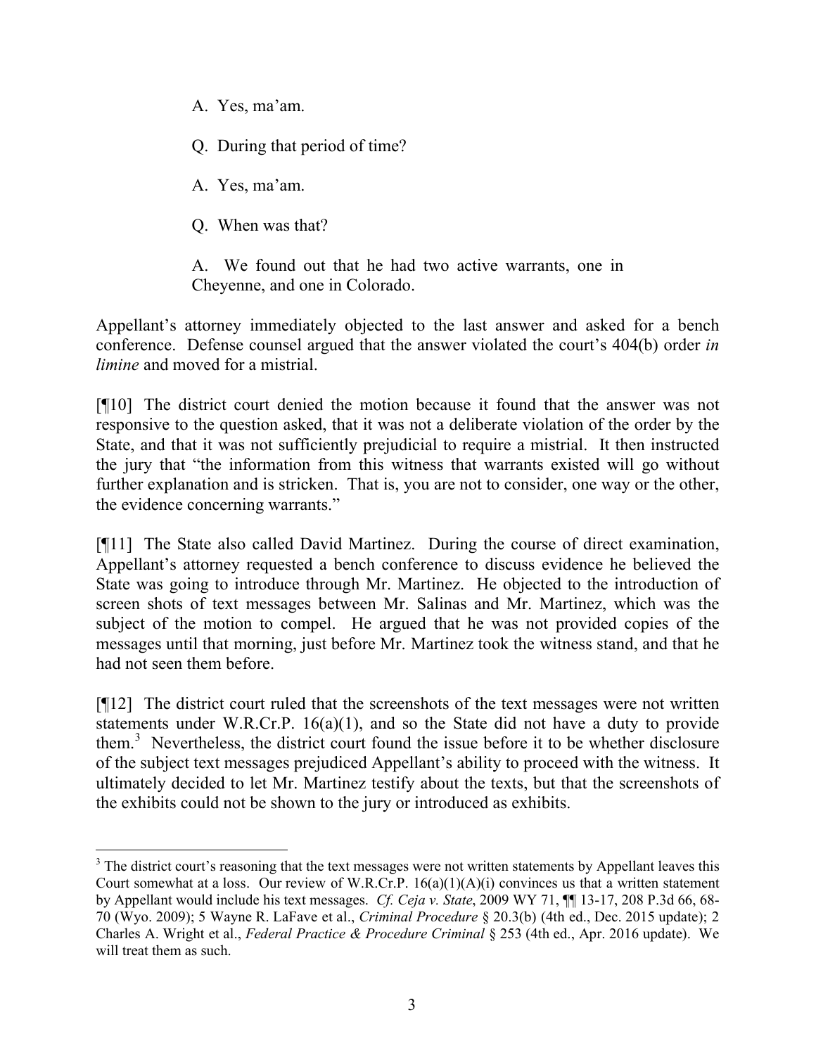A. Yes, ma'am.

Q. During that period of time?

A. Yes, ma'am.

Q. When was that?

A. We found out that he had two active warrants, one in Cheyenne, and one in Colorado.

Appellant's attorney immediately objected to the last answer and asked for a bench conference. Defense counsel argued that the answer violated the court's 404(b) order *in limine* and moved for a mistrial.

[¶10] The district court denied the motion because it found that the answer was not responsive to the question asked, that it was not a deliberate violation of the order by the State, and that it was not sufficiently prejudicial to require a mistrial. It then instructed the jury that "the information from this witness that warrants existed will go without further explanation and is stricken. That is, you are not to consider, one way or the other, the evidence concerning warrants."

[¶11] The State also called David Martinez. During the course of direct examination, Appellant's attorney requested a bench conference to discuss evidence he believed the State was going to introduce through Mr. Martinez. He objected to the introduction of screen shots of text messages between Mr. Salinas and Mr. Martinez, which was the subject of the motion to compel. He argued that he was not provided copies of the messages until that morning, just before Mr. Martinez took the witness stand, and that he had not seen them before.

[¶12] The district court ruled that the screenshots of the text messages were not written statements under W.R.Cr.P. 16(a)(1), and so the State did not have a duty to provide them.[3] Nevertheless, the district court found the issue before it to be whether disclosure of the subject text messages prejudiced Appellant's ability to proceed with the witness. It ultimately decided to let Mr. Martinez testify about the texts, but that the screenshots of the exhibits could not be shown to the jury or introduced as exhibits.

---

[3] The district court's reasoning that the text messages were not written statements by Appellant leaves this Court somewhat at a loss. Our review of W.R.Cr.P. 16(a)(1)(A)(i) convinces us that a written statement by Appellant would include his text messages. *Cf. Ceja v. State*, 2009 WY 71, ¶¶ 13-17, 208 P.3d 66, 68-70 (Wyo. 2009); 5 Wayne R. LaFave et al., *Criminal Procedure* § 20.3(b) (4th ed., Dec. 2015 update); 2 Charles A. Wright et al., *Federal Practice & Procedure Criminal* § 253 (4th ed., Apr. 2016 update). We will treat them as such.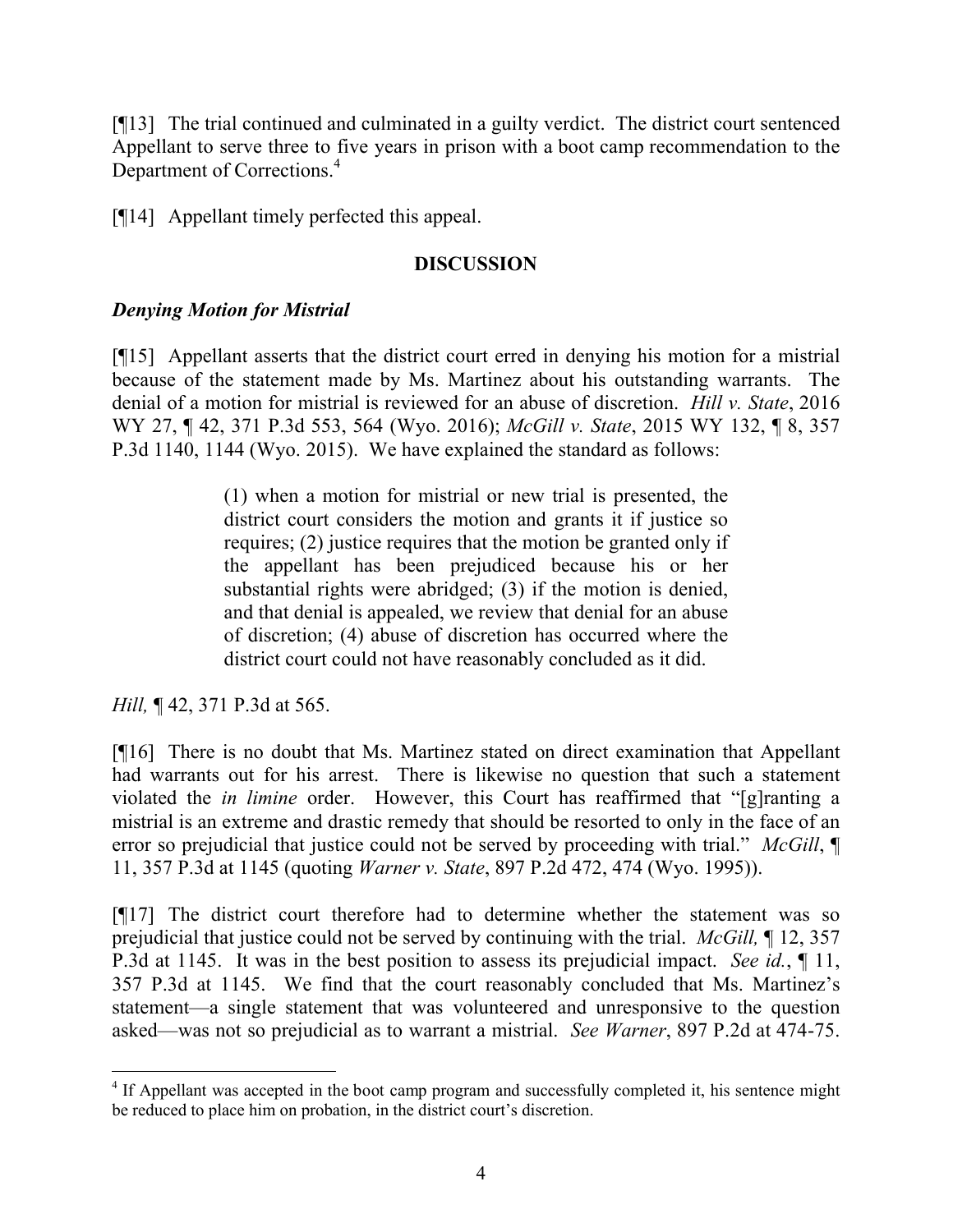[¶13] The trial continued and culminated in a guilty verdict. The district court sentenced Appellant to serve three to five years in prison with a boot camp recommendation to the Department of Corrections.[4]

[¶14] Appellant timely perfected this appeal.

## DISCUSSION

### *Denying Motion for Mistrial*

[¶15] Appellant asserts that the district court erred in denying his motion for a mistrial because of the statement made by Ms. Martinez about his outstanding warrants. The denial of a motion for mistrial is reviewed for an abuse of discretion. *Hill v. State*, 2016 WY 27, ¶ 42, 371 P.3d 553, 564 (Wyo. 2016); *McGill v. State*, 2015 WY 132, ¶ 8, 357 P.3d 1140, 1144 (Wyo. 2015). We have explained the standard as follows:

> (1) when a motion for mistrial or new trial is presented, the district court considers the motion and grants it if justice so requires; (2) justice requires that the motion be granted only if the appellant has been prejudiced because his or her substantial rights were abridged; (3) if the motion is denied, and that denial is appealed, we review that denial for an abuse of discretion; (4) abuse of discretion has occurred where the district court could not have reasonably concluded as it did.

*Hill,* ¶ 42, 371 P.3d at 565.

[¶16] There is no doubt that Ms. Martinez stated on direct examination that Appellant had warrants out for his arrest. There is likewise no question that such a statement violated the *in limine* order. However, this Court has reaffirmed that "[g]ranting a mistrial is an extreme and drastic remedy that should be resorted to only in the face of an error so prejudicial that justice could not be served by proceeding with trial." *McGill*, ¶ 11, 357 P.3d at 1145 (quoting *Warner v. State*, 897 P.2d 472, 474 (Wyo. 1995)).

[¶17] The district court therefore had to determine whether the statement was so prejudicial that justice could not be served by continuing with the trial. *McGill,* ¶ 12, 357 P.3d at 1145. It was in the best position to assess its prejudicial impact. *See id.*, ¶ 11, 357 P.3d at 1145. We find that the court reasonably concluded that Ms. Martinez's statement—a single statement that was volunteered and unresponsive to the question asked—was not so prejudicial as to warrant a mistrial. *See Warner*, 897 P.2d at 474-75.

---

[4] If Appellant was accepted in the boot camp program and successfully completed it, his sentence might be reduced to place him on probation, in the district court's discretion.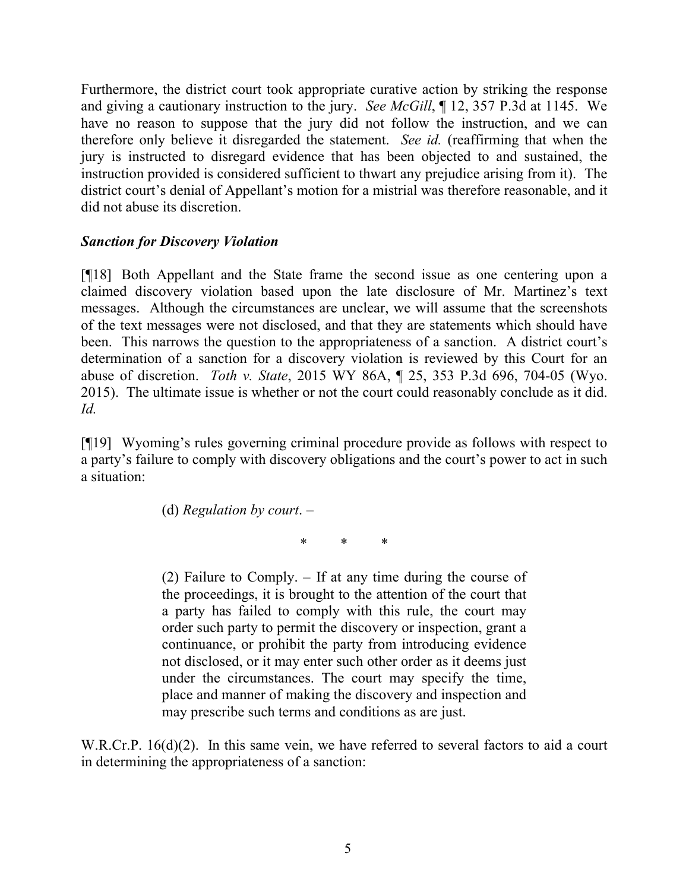Furthermore, the district court took appropriate curative action by striking the response and giving a cautionary instruction to the jury. *See McGill*, ¶ 12, 357 P.3d at 1145. We have no reason to suppose that the jury did not follow the instruction, and we can therefore only believe it disregarded the statement. *See id.* (reaffirming that when the jury is instructed to disregard evidence that has been objected to and sustained, the instruction provided is considered sufficient to thwart any prejudice arising from it). The district court's denial of Appellant's motion for a mistrial was therefore reasonable, and it did not abuse its discretion.

***Sanction for Discovery Violation***

[¶18] Both Appellant and the State frame the second issue as one centering upon a claimed discovery violation based upon the late disclosure of Mr. Martinez's text messages. Although the circumstances are unclear, we will assume that the screenshots of the text messages were not disclosed, and that they are statements which should have been. This narrows the question to the appropriateness of a sanction. A district court's determination of a sanction for a discovery violation is reviewed by this Court for an abuse of discretion. *Toth v. State*, 2015 WY 86A, ¶ 25, 353 P.3d 696, 704-05 (Wyo. 2015). The ultimate issue is whether or not the court could reasonably conclude as it did. *Id.*

[¶19] Wyoming's rules governing criminal procedure provide as follows with respect to a party's failure to comply with discovery obligations and the court's power to act in such a situation:

> (d) *Regulation by court*. –
>
> \* \* \*
>
> (2) Failure to Comply. – If at any time during the course of the proceedings, it is brought to the attention of the court that a party has failed to comply with this rule, the court may order such party to permit the discovery or inspection, grant a continuance, or prohibit the party from introducing evidence not disclosed, or it may enter such other order as it deems just under the circumstances. The court may specify the time, place and manner of making the discovery and inspection and may prescribe such terms and conditions as are just.

W.R.Cr.P. 16(d)(2). In this same vein, we have referred to several factors to aid a court in determining the appropriateness of a sanction: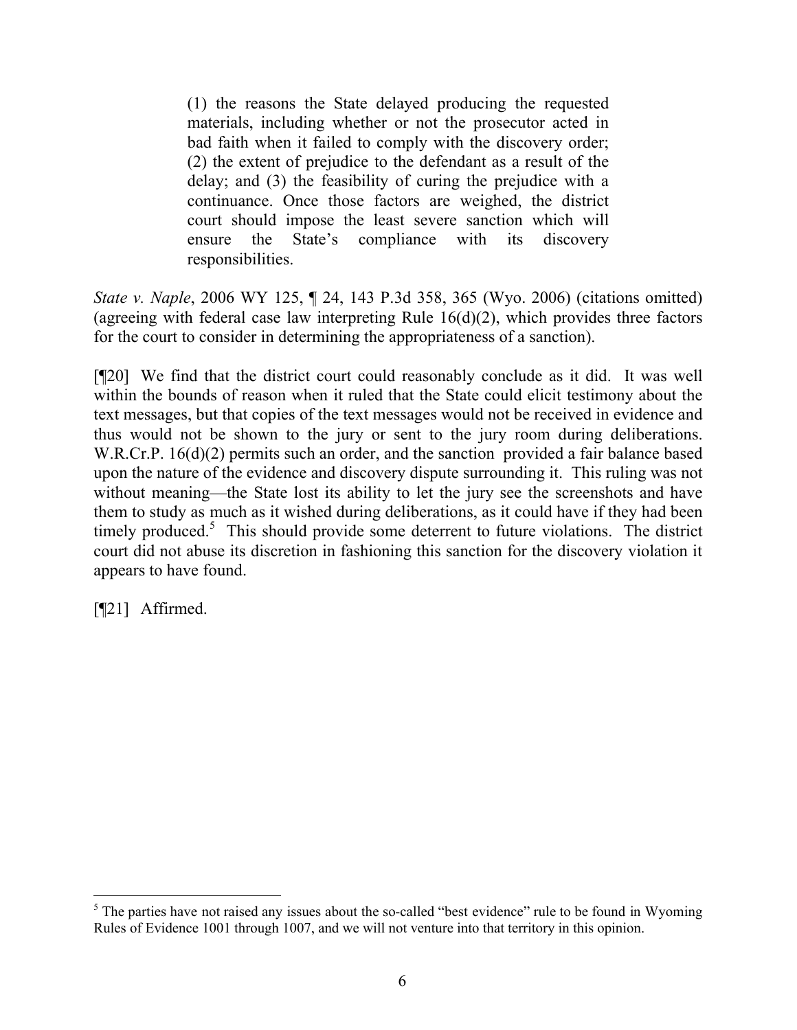> (1) the reasons the State delayed producing the requested materials, including whether or not the prosecutor acted in bad faith when it failed to comply with the discovery order; (2) the extent of prejudice to the defendant as a result of the delay; and (3) the feasibility of curing the prejudice with a continuance. Once those factors are weighed, the district court should impose the least severe sanction which will ensure the State's compliance with its discovery responsibilities.

*State v. Naple*, 2006 WY 125, ¶ 24, 143 P.3d 358, 365 (Wyo. 2006) (citations omitted) (agreeing with federal case law interpreting Rule 16(d)(2), which provides three factors for the court to consider in determining the appropriateness of a sanction).

[¶20] We find that the district court could reasonably conclude as it did. It was well within the bounds of reason when it ruled that the State could elicit testimony about the text messages, but that copies of the text messages would not be received in evidence and thus would not be shown to the jury or sent to the jury room during deliberations. W.R.Cr.P. 16(d)(2) permits such an order, and the sanction provided a fair balance based upon the nature of the evidence and discovery dispute surrounding it. This ruling was not without meaning—the State lost its ability to let the jury see the screenshots and have them to study as much as it wished during deliberations, as it could have if they had been timely produced.[5] This should provide some deterrent to future violations. The district court did not abuse its discretion in fashioning this sanction for the discovery violation it appears to have found.

[¶21] Affirmed.

---

[5] The parties have not raised any issues about the so-called "best evidence" rule to be found in Wyoming Rules of Evidence 1001 through 1007, and we will not venture into that territory in this opinion.